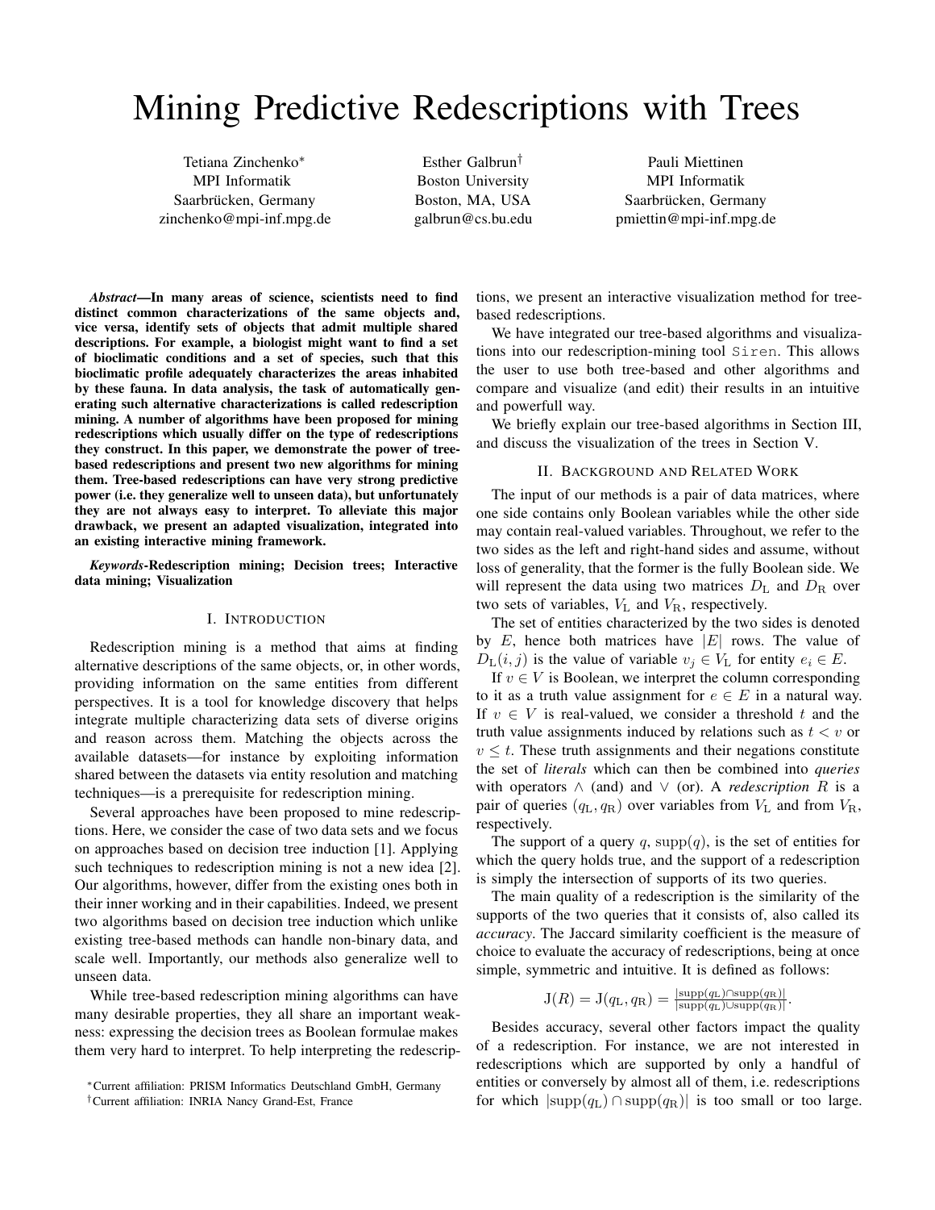# Mining Predictive Redescriptions with Trees

Tetiana Zinchenko*
MPI Informatik
Saarbrücken, Germany
zinchenko@mpi-inf.mpg.de

Esther Galbrun†
Boston University
Boston, MA, USA
galbrun@cs.bu.edu

Pauli Miettinen
MPI Informatik
Saarbrücken, Germany
pmiettin@mpi-inf.mpg.de

***Abstract*—In many areas of science, scientists need to find distinct common characterizations of the same objects and, vice versa, identify sets of objects that admit multiple shared descriptions. For example, a biologist might want to find a set of bioclimatic conditions and a set of species, such that this bioclimatic profile adequately characterizes the areas inhabited by these fauna. In data analysis, the task of automatically generating such alternative characterizations is called redescription mining. A number of algorithms have been proposed for mining redescriptions which usually differ on the type of redescriptions they construct. In this paper, we demonstrate the power of tree-based redescriptions and present two new algorithms for mining them. Tree-based redescriptions can have very strong predictive power (i.e. they generalize well to unseen data), but unfortunately they are not always easy to interpret. To alleviate this major drawback, we present an adapted visualization, integrated into an existing interactive mining framework.**

***Keywords*-Redescription mining; Decision trees; Interactive data mining; Visualization**

## I. Introduction

Redescription mining is a method that aims at finding alternative descriptions of the same objects, or, in other words, providing information on the same entities from different perspectives. It is a tool for knowledge discovery that helps integrate multiple characterizing data sets of diverse origins and reason across them. Matching the objects across the available datasets—for instance by exploiting information shared between the datasets via entity resolution and matching techniques—is a prerequisite for redescription mining.

Several approaches have been proposed to mine redescriptions. Here, we consider the case of two data sets and we focus on approaches based on decision tree induction [1]. Applying such techniques to redescription mining is not a new idea [2]. Our algorithms, however, differ from the existing ones both in their inner working and in their capabilities. Indeed, we present two algorithms based on decision tree induction which unlike existing tree-based methods can handle non-binary data, and scale well. Importantly, our methods also generalize well to unseen data.

While tree-based redescription mining algorithms can have many desirable properties, they all share an important weakness: expressing the decision trees as Boolean formulae makes them very hard to interpret. To help interpreting the redescriptions, we present an interactive visualization method for tree-based redescriptions.

We have integrated our tree-based algorithms and visualizations into our redescription-mining tool Siren. This allows the user to use both tree-based and other algorithms and compare and visualize (and edit) their results in an intuitive and powerfull way.

We briefly explain our tree-based algorithms in Section III, and discuss the visualization of the trees in Section V.

## II. Background and Related Work

The input of our methods is a pair of data matrices, where one side contains only Boolean variables while the other side may contain real-valued variables. Throughout, we refer to the two sides as the left and right-hand sides and assume, without loss of generality, that the former is the fully Boolean side. We will represent the data using two matrices $D_{\mathrm{L}}$ and $D_{\mathrm{R}}$ over two sets of variables, $V_{\mathrm{L}}$ and $V_{\mathrm{R}}$, respectively.

The set of entities characterized by the two sides is denoted by $E$, hence both matrices have $|E|$ rows. The value of $D_{\mathrm{L}}(i, j)$ is the value of variable $v_j \in V_{\mathrm{L}}$ for entity $e_i \in E$.

If $v \in V$ is Boolean, we interpret the column corresponding to it as a truth value assignment for $e \in E$ in a natural way. If $v \in V$ is real-valued, we consider a threshold $t$ and the truth value assignments induced by relations such as $t < v$ or $v \leq t$. These truth assignments and their negations constitute the set of *literals* which can then be combined into *queries* with operators $\wedge$ (and) and $\vee$ (or). A *redescription* $R$ is a pair of queries $(q_{\mathrm{L}}, q_{\mathrm{R}})$ over variables from $V_{\mathrm{L}}$ and from $V_{\mathrm{R}}$, respectively.

The support of a query $q$, $\mathrm{supp}(q)$, is the set of entities for which the query holds true, and the support of a redescription is simply the intersection of supports of its two queries.

The main quality of a redescription is the similarity of the supports of the two queries that it consists of, also called its *accuracy*. The Jaccard similarity coefficient is the measure of choice to evaluate the accuracy of redescriptions, being at once simple, symmetric and intuitive. It is defined as follows:

$$\mathrm{J}(R) = \mathrm{J}(q_{\mathrm{L}}, q_{\mathrm{R}}) = \frac{|\mathrm{supp}(q_{\mathrm{L}}) \cap \mathrm{supp}(q_{\mathrm{R}})|}{|\mathrm{supp}(q_{\mathrm{L}}) \cup \mathrm{supp}(q_{\mathrm{R}})|}.$$

Besides accuracy, several other factors impact the quality of a redescription. For instance, we are not interested in redescriptions which are supported by only a handful of entities or conversely by almost all of them, i.e. redescriptions for which $|\mathrm{supp}(q_{\mathrm{L}}) \cap \mathrm{supp}(q_{\mathrm{R}})|$ is too small or too large.

*Current affiliation: PRISM Informatics Deutschland GmbH, Germany
†Current affiliation: INRIA Nancy Grand-Est, France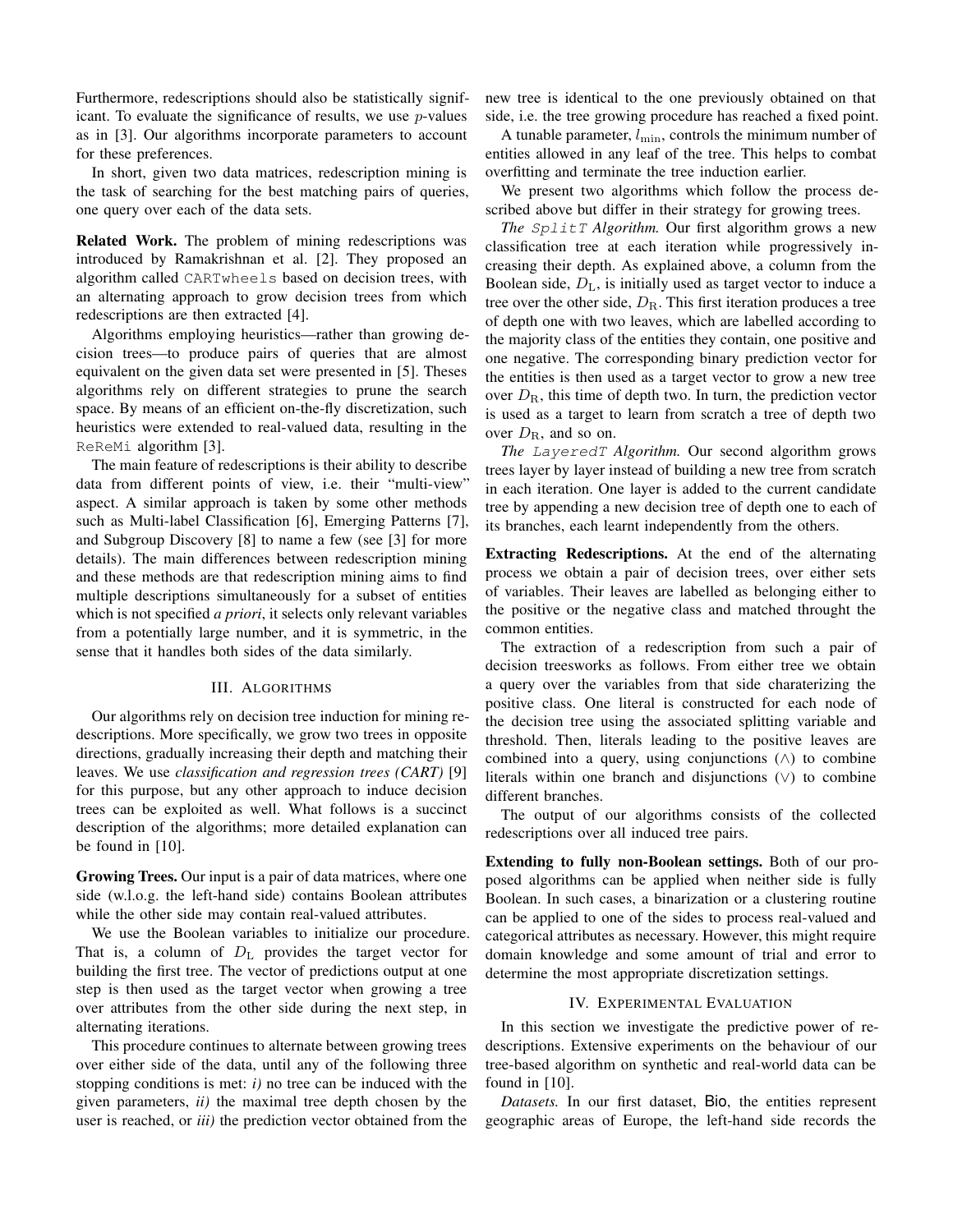Furthermore, redescriptions should also be statistically significant. To evaluate the significance of results, we use $p$-values as in [3]. Our algorithms incorporate parameters to account for these preferences.

In short, given two data matrices, redescription mining is the task of searching for the best matching pairs of queries, one query over each of the data sets.

**Related Work.** The problem of mining redescriptions was introduced by Ramakrishnan et al. [2]. They proposed an algorithm called `CARTwheels` based on decision trees, with an alternating approach to grow decision trees from which redescriptions are then extracted [4].

Algorithms employing heuristics—rather than growing decision trees—to produce pairs of queries that are almost equivalent on the given data set were presented in [5]. Theses algorithms rely on different strategies to prune the search space. By means of an efficient on-the-fly discretization, such heuristics were extended to real-valued data, resulting in the `ReReMi` algorithm [3].

The main feature of redescriptions is their ability to describe data from different points of view, i.e. their "multi-view" aspect. A similar approach is taken by some other methods such as Multi-label Classification [6], Emerging Patterns [7], and Subgroup Discovery [8] to name a few (see [3] for more details). The main differences between redescription mining and these methods are that redescription mining aims to find multiple descriptions simultaneously for a subset of entities which is not specified *a priori*, it selects only relevant variables from a potentially large number, and it is symmetric, in the sense that it handles both sides of the data similarly.

## III. Algorithms

Our algorithms rely on decision tree induction for mining redescriptions. More specifically, we grow two trees in opposite directions, gradually increasing their depth and matching their leaves. We use *classification and regression trees (CART)* [9] for this purpose, but any other approach to induce decision trees can be exploited as well. What follows is a succinct description of the algorithms; more detailed explanation can be found in [10].

**Growing Trees.** Our input is a pair of data matrices, where one side (w.l.o.g. the left-hand side) contains Boolean attributes while the other side may contain real-valued attributes.

We use the Boolean variables to initialize our procedure. That is, a column of $D_{\mathrm{L}}$ provides the target vector for building the first tree. The vector of predictions output at one step is then used as the target vector when growing a tree over attributes from the other side during the next step, in alternating iterations.

This procedure continues to alternate between growing trees over either side of the data, until any of the following three stopping conditions is met: *i)* no tree can be induced with the given parameters, *ii)* the maximal tree depth chosen by the user is reached, or *iii)* the prediction vector obtained from the new tree is identical to the one previously obtained on that side, i.e. the tree growing procedure has reached a fixed point.

A tunable parameter, $l_{\min}$, controls the minimum number of entities allowed in any leaf of the tree. This helps to combat overfitting and terminate the tree induction earlier.

We present two algorithms which follow the process described above but differ in their strategy for growing trees.

*The `SplitT` Algorithm.* Our first algorithm grows a new classification tree at each iteration while progressively increasing their depth. As explained above, a column from the Boolean side, $D_{\mathrm{L}}$, is initially used as target vector to induce a tree over the other side, $D_{\mathrm{R}}$. This first iteration produces a tree of depth one with two leaves, which are labelled according to the majority class of the entities they contain, one positive and one negative. The corresponding binary prediction vector for the entities is then used as a target vector to grow a new tree over $D_{\mathrm{R}}$, this time of depth two. In turn, the prediction vector is used as a target to learn from scratch a tree of depth two over $D_{\mathrm{R}}$, and so on.

*The `LayeredT` Algorithm.* Our second algorithm grows trees layer by layer instead of building a new tree from scratch in each iteration. One layer is added to the current candidate tree by appending a new decision tree of depth one to each of its branches, each learnt independently from the others.

**Extracting Redescriptions.** At the end of the alternating process we obtain a pair of decision trees, over either sets of variables. Their leaves are labelled as belonging either to the positive or the negative class and matched throught the common entities.

The extraction of a redescription from such a pair of decision treesworks as follows. From either tree we obtain a query over the variables from that side charaterizing the positive class. One literal is constructed for each node of the decision tree using the associated splitting variable and threshold. Then, literals leading to the positive leaves are combined into a query, using conjunctions ($\wedge$) to combine literals within one branch and disjunctions ($\vee$) to combine different branches.

The output of our algorithms consists of the collected redescriptions over all induced tree pairs.

**Extending to fully non-Boolean settings.** Both of our proposed algorithms can be applied when neither side is fully Boolean. In such cases, a binarization or a clustering routine can be applied to one of the sides to process real-valued and categorical attributes as necessary. However, this might require domain knowledge and some amount of trial and error to determine the most appropriate discretization settings.

## IV. Experimental Evaluation

In this section we investigate the predictive power of redescriptions. Extensive experiments on the behaviour of our tree-based algorithm on synthetic and real-world data can be found in [10].

*Datasets.* In our first dataset, Bio, the entities represent geographic areas of Europe, the left-hand side records the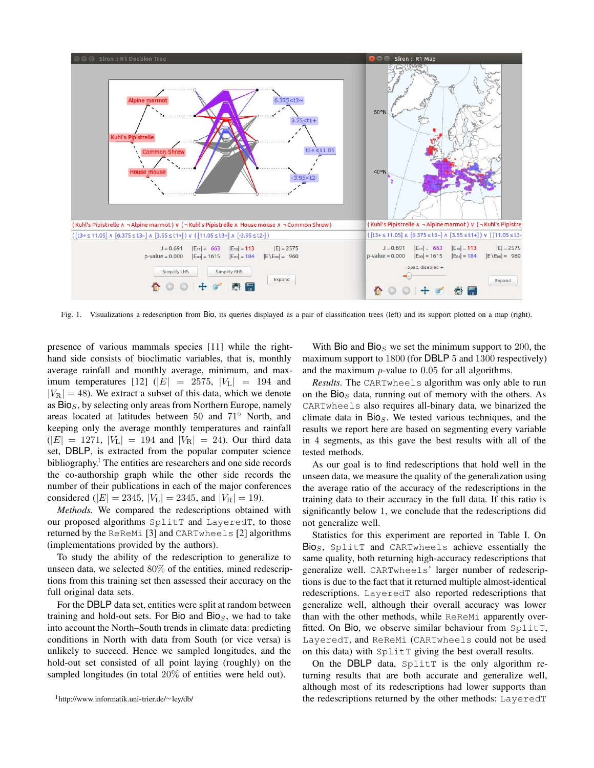Fig. 1. Visualizations a redescription from Bio, its queries displayed as a pair of classification trees (left) and its support plotted on a map (right).

presence of various mammals species [11] while the right-hand side consists of bioclimatic variables, that is, monthly average rainfall and monthly average, minimum, and maximum temperatures [12] ($|E| = 2575$, $|V_L| = 194$ and $|V_R| = 48$). We extract a subset of this data, which we denote as $\text{Bio}_S$, by selecting only areas from Northern Europe, namely areas located at latitudes between 50 and 71° North, and keeping only the average monthly temperatures and rainfall ($|E| = 1271$, $|V_L| = 194$ and $|V_R| = 24$). Our third data set, DBLP, is extracted from the popular computer science bibliography.[1] The entities are researchers and one side records the co-authorship graph while the other side records the number of their publications in each of the major conferences considered ($|E| = 2345$, $|V_L| = 2345$, and $|V_R| = 19$).

*Methods.* We compared the redescriptions obtained with our proposed algorithms `SplitT` and `LayeredT`, to those returned by the `ReReMi` [3] and `CARTwheels` [2] algorithms (implementations provided by the authors).

To study the ability of the redescription to generalize to unseen data, we selected 80% of the entities, mined redescriptions from this training set then assessed their accuracy on the full original data sets.

For the DBLP data set, entities were split at random between training and hold-out sets. For Bio and $\text{Bio}_S$, we had to take into account the North–South trends in climate data: predicting conditions in North with data from South (or vice versa) is unlikely to succeed. Hence we sampled longitudes, and the hold-out set consisted of all point laying (roughly) on the sampled longitudes (in total 20% of entities were held out).

With Bio and $\text{Bio}_S$ we set the minimum support to 200, the maximum support to 1800 (for DBLP 5 and 1300 respectively) and the maximum $p$-value to 0.05 for all algorithms.

*Results.* The `CARTwheels` algorithm was only able to run on the $\text{Bio}_S$ data, running out of memory with the others. As `CARTwheels` also requires all-binary data, we binarized the climate data in $\text{Bio}_S$. We tested various techniques, and the results we report here are based on segmenting every variable in 4 segments, as this gave the best results with all of the tested methods.

As our goal is to find redescriptions that hold well in the unseen data, we measure the quality of the generalization using the average ratio of the accuracy of the redescriptions in the training data to their accuracy in the full data. If this ratio is significantly below 1, we conclude that the redescriptions did not generalize well.

Statistics for this experiment are reported in Table I. On $\text{Bio}_S$, `SplitT` and `CARTwheels` achieve essentially the same quality, both returning high-accuracy redescriptions that generalize well. `CARTwheels`' larger number of redescriptions is due to the fact that it returned multiple almost-identical redescriptions. `LayeredT` also reported redescriptions that generalize well, although their overall accuracy was lower than with the other methods, while `ReReMi` apparently overfitted. On Bio, we observe similar behaviour from `SplitT`, `LayeredT`, and `ReReMi` (`CARTwheels` could not be used on this data) with `SplitT` giving the best overall results.

On the DBLP data, `SplitT` is the only algorithm returning results that are both accurate and generalize well, although most of its redescriptions had lower supports than the redescriptions returned by the other methods: `LayeredT`

[1] http://www.informatik.uni-trier.de/~ley/db/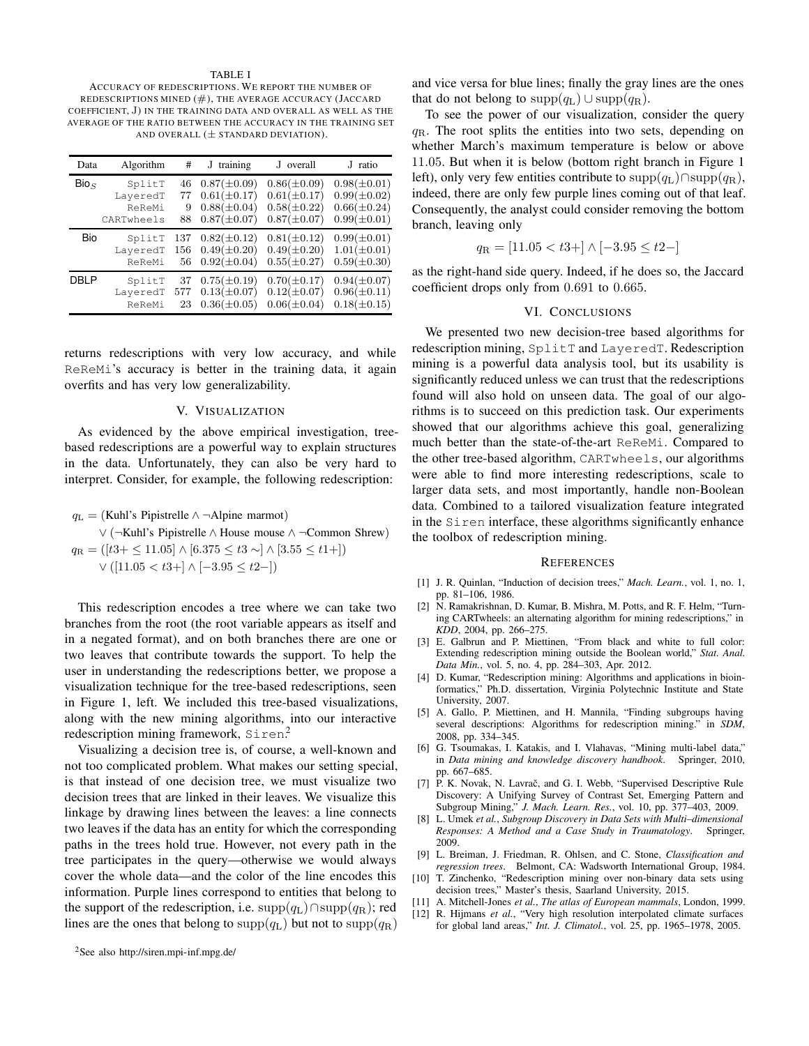TABLE I
ACCURACY OF REDESCRIPTIONS. WE REPORT THE NUMBER OF REDESCRIPTIONS MINED (#), THE AVERAGE ACCURACY (JACCARD COEFFICIENT, J) IN THE TRAINING DATA AND OVERALL AS WELL AS THE AVERAGE OF THE RATIO BETWEEN THE ACCURACY IN THE TRAINING SET AND OVERALL ($\pm$ STANDARD DEVIATION).

| Data | Algorithm | # | J training | J overall | J ratio |
|---|---|---|---|---|---|
| $\text{Bio}_S$ | SplitT | 46 | $0.87(\pm 0.09)$ | $0.86(\pm 0.09)$ | $0.98(\pm 0.01)$ |
| | LayeredT | 77 | $0.61(\pm 0.17)$ | $0.61(\pm 0.17)$ | $0.99(\pm 0.02)$ |
| | ReReMi | 9 | $0.88(\pm 0.04)$ | $0.58(\pm 0.22)$ | $0.66(\pm 0.24)$ |
| | CARTwheels | 88 | $0.87(\pm 0.07)$ | $0.87(\pm 0.07)$ | $0.99(\pm 0.01)$ |
| Bio | SplitT | 137 | $0.82(\pm 0.12)$ | $0.81(\pm 0.12)$ | $0.99(\pm 0.01)$ |
| | LayeredT | 156 | $0.49(\pm 0.20)$ | $0.49(\pm 0.20)$ | $1.01(\pm 0.01)$ |
| | ReReMi | 56 | $0.92(\pm 0.04)$ | $0.55(\pm 0.27)$ | $0.59(\pm 0.30)$ |
| DBLP | SplitT | 37 | $0.75(\pm 0.19)$ | $0.70(\pm 0.17)$ | $0.94(\pm 0.07)$ |
| | LayeredT | 577 | $0.13(\pm 0.07)$ | $0.12(\pm 0.07)$ | $0.96(\pm 0.11)$ |
| | ReReMi | 23 | $0.36(\pm 0.05)$ | $0.06(\pm 0.04)$ | $0.18(\pm 0.15)$ |

returns redescriptions with very low accuracy, and while ReReMi's accuracy is better in the training data, it again overfits and has very low generalizability.

## V. VISUALIZATION

As evidenced by the above empirical investigation, tree-based redescriptions are a powerful way to explain structures in the data. Unfortunately, they can also be very hard to interpret. Consider, for example, the following redescription:

$$
\begin{aligned}
q_{\mathrm{L}} = {} & (\text{Kuhl's Pipistrelle} \wedge \neg\text{Alpine marmot}) \\
& \vee (\neg\text{Kuhl's Pipistrelle} \wedge \text{House mouse} \wedge \neg\text{Common Shrew}) \\
q_{\mathrm{R}} = {} & ([t3{+} \leq 11.05] \wedge [6.375 \leq t3 \sim] \wedge [3.55 \leq t1{+}]) \\
& \vee ([11.05 < t3{+}] \wedge [-3.95 \leq t2{-}])
\end{aligned}
$$

This redescription encodes a tree where we can take two branches from the root (the root variable appears as itself and in a negated format), and on both branches there are one or two leaves that contribute towards the support. To help the user in understanding the redescriptions better, we propose a visualization technique for the tree-based redescriptions, seen in Figure 1, left. We included this tree-based visualizations, along with the new mining algorithms, into our interactive redescription mining framework, Siren.[2]

Visualizing a decision tree is, of course, a well-known and not too complicated problem. What makes our setting special, is that instead of one decision tree, we must visualize two decision trees that are linked in their leaves. We visualize this linkage by drawing lines between the leaves: a line connects two leaves if the data has an entity for which the corresponding paths in the trees hold true. However, not every path in the tree participates in the query—otherwise we would always cover the whole data—and the color of the line encodes this information. Purple lines correspond to entities that belong to the support of the redescription, i.e. $\mathrm{supp}(q_{\mathrm{L}}) \cap \mathrm{supp}(q_{\mathrm{R}})$; red lines are the ones that belong to $\mathrm{supp}(q_{\mathrm{L}})$ but not to $\mathrm{supp}(q_{\mathrm{R}})$ and vice versa for blue lines; finally the gray lines are the ones that do not belong to $\mathrm{supp}(q_{\mathrm{L}}) \cup \mathrm{supp}(q_{\mathrm{R}})$.

To see the power of our visualization, consider the query $q_{\mathrm{R}}$. The root splits the entities into two sets, depending on whether March's maximum temperature is below or above 11.05. But when it is below (bottom right branch in Figure 1 left), only very few entities contribute to $\mathrm{supp}(q_{\mathrm{L}}) \cap \mathrm{supp}(q_{\mathrm{R}})$, indeed, there are only few purple lines coming out of that leaf. Consequently, the analyst could consider removing the bottom branch, leaving only

$$q_{\mathrm{R}} = [11.05 < t3{+}] \wedge [-3.95 \leq t2{-}]$$

as the right-hand side query. Indeed, if he does so, the Jaccard coefficient drops only from 0.691 to 0.665.

## VI. CONCLUSIONS

We presented two new decision-tree based algorithms for redescription mining, SplitT and LayeredT. Redescription mining is a powerful data analysis tool, but its usability is significantly reduced unless we can trust that the redescriptions found will also hold on unseen data. The goal of our algorithms is to succeed on this prediction task. Our experiments showed that our algorithms achieve this goal, generalizing much better than the state-of-the-art ReReMi. Compared to the other tree-based algorithm, CARTwheels, our algorithms were able to find more interesting redescriptions, scale to larger data sets, and most importantly, handle non-Boolean data. Combined to a tailored visualization feature integrated in the Siren interface, these algorithms significantly enhance the toolbox of redescription mining.

## REFERENCES

[1] J. R. Quinlan, "Induction of decision trees," *Mach. Learn.*, vol. 1, no. 1, pp. 81–106, 1986.

[2] N. Ramakrishnan, D. Kumar, B. Mishra, M. Potts, and R. F. Helm, "Turning CARTwheels: an alternating algorithm for mining redescriptions," in *KDD*, 2004, pp. 266–275.

[3] E. Galbrun and P. Miettinen, "From black and white to full color: Extending redescription mining outside the Boolean world," *Stat. Anal. Data Min.*, vol. 5, no. 4, pp. 284–303, Apr. 2012.

[4] D. Kumar, "Redescription mining: Algorithms and applications in bioinformatics," Ph.D. dissertation, Virginia Polytechnic Institute and State University, 2007.

[5] A. Gallo, P. Miettinen, and H. Mannila, "Finding subgroups having several descriptions: Algorithms for redescription mining," in *SDM*, 2008, pp. 334–345.

[6] G. Tsoumakas, I. Katakis, and I. Vlahavas, "Mining multi-label data," in *Data mining and knowledge discovery handbook*. Springer, 2010, pp. 667–685.

[7] P. K. Novak, N. Lavrač, and G. I. Webb, "Supervised Descriptive Rule Discovery: A Unifying Survey of Contrast Set, Emerging Pattern and Subgroup Mining," *J. Mach. Learn. Res.*, vol. 10, pp. 377–403, 2009.

[8] L. Umek *et al.*, *Subgroup Discovery in Data Sets with Multi–dimensional Responses: A Method and a Case Study in Traumatology*. Springer, 2009.

[9] L. Breiman, J. Friedman, R. Ohlsen, and C. Stone, *Classification and regression trees*. Belmont, CA: Wadsworth International Group, 1984.

[10] T. Zinchenko, "Redescription mining over non-binary data sets using decision trees," Master's thesis, Saarland University, 2015.

[11] A. Mitchell-Jones *et al.*, *The atlas of European mammals*, London, 1999.

[12] R. Hijmans *et al.*, "Very high resolution interpolated climate surfaces for global land areas," *Int. J. Climatol.*, vol. 25, pp. 1965–1978, 2005.

[2] See also http://siren.mpi-inf.mpg.de/